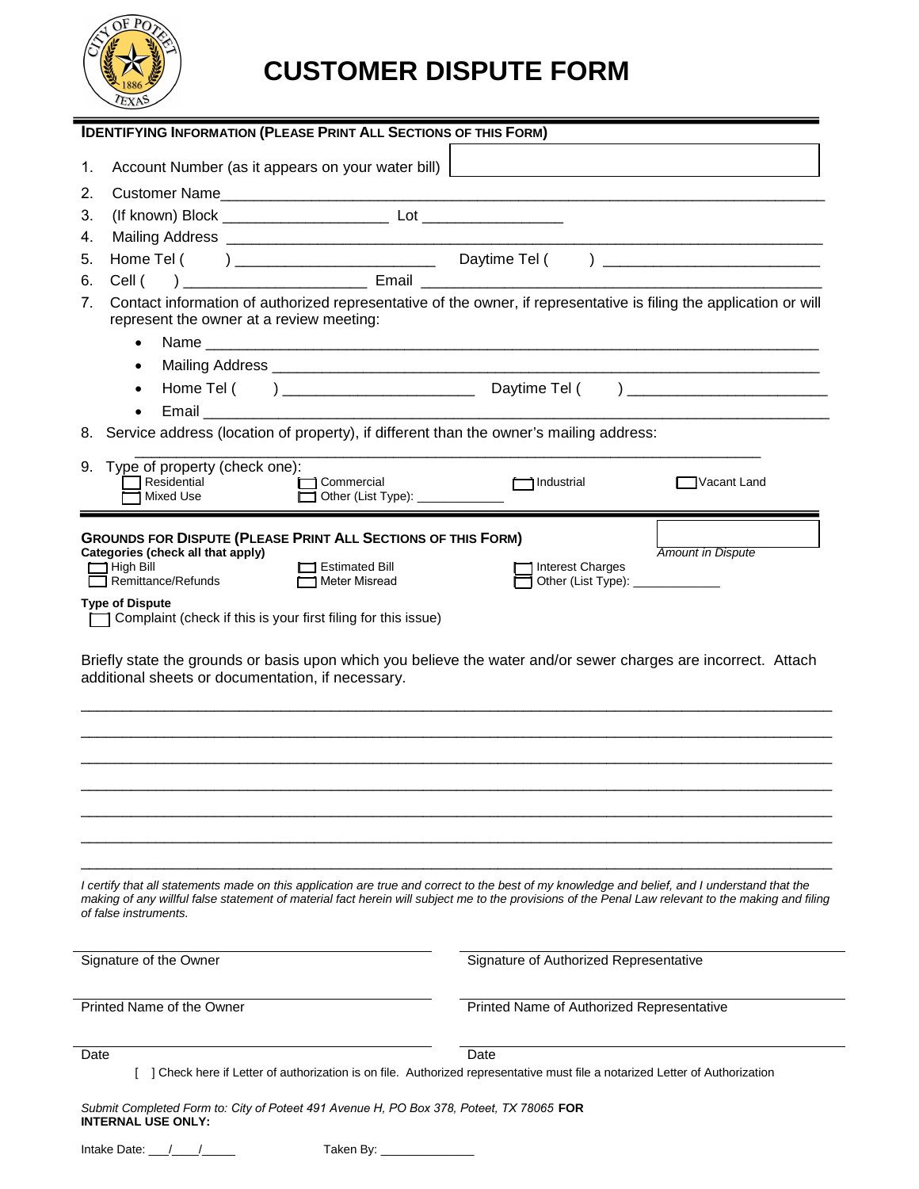# CUSTOMER DISPUTE FORM

**IDENTIFYING INFORMATION (PLEASE PRINT ALL SECTIONS OF THIS FORM)**

1. Account Number (as it appears on your water bill) ____________________
2. Customer Name____________________________________________________________
3. (If known) Block ___________________ Lot ________________
4. Mailing Address __________________________________________________________
5. Home Tel ( ) _______________________ Daytime Tel ( ) ________________________
6. Cell ( ) _____________________ Email ____________________________________________
7. Contact information of authorized representative of the owner, if representative is filing the application or will represent the owner at a review meeting:
   - Name ________________________________________________________________________
   - Mailing Address _______________________________________________________________
   - Home Tel ( ) ______________________ Daytime Tel ( ) _______________________
   - Email _________________________________________________________________________
8. Service address (location of property), if different than the owner's mailing address:

   ________________________________________________________________________
9. Type of property (check one):
   - [ ] Residential
   - [ ] Commercial
   - [ ] Industrial
   - [ ] Vacant Land
   - [ ] Mixed Use
   - [ ] Other (List Type): ____________

**GROUNDS FOR DISPUTE (PLEASE PRINT ALL SECTIONS OF THIS FORM)**

*Amount in Dispute* ____________

**Categories (check all that apply)**

- [ ] High Bill
- [ ] Estimated Bill
- [ ] Interest Charges
- [ ] Remittance/Refunds
- [ ] Meter Misread
- [ ] Other (List Type): ____________

**Type of Dispute**

- [ ] Complaint (check if this is your first filing for this issue)

Briefly state the grounds or basis upon which you believe the water and/or sewer charges are incorrect. Attach additional sheets or documentation, if necessary.

________________________________________________________________________________

________________________________________________________________________________

________________________________________________________________________________

________________________________________________________________________________

________________________________________________________________________________

________________________________________________________________________________

________________________________________________________________________________

*I certify that all statements made on this application are true and correct to the best of my knowledge and belief, and I understand that the making of any willful false statement of material fact herein will subject me to the provisions of the Penal Law relevant to the making and filing of false instruments.*

| | |
|---|---|
| Signature of the Owner | Signature of Authorized Representative |
| Printed Name of the Owner | Printed Name of Authorized Representative |
| Date | Date |

[ ] Check here if Letter of authorization is on file. Authorized representative must file a notarized Letter of Authorization

*Submit Completed Form to: City of Poteet 491 Avenue H, PO Box 378, Poteet, TX 78065* **FOR INTERNAL USE ONLY:**

Intake Date: ___/____/_____ Taken By: ______________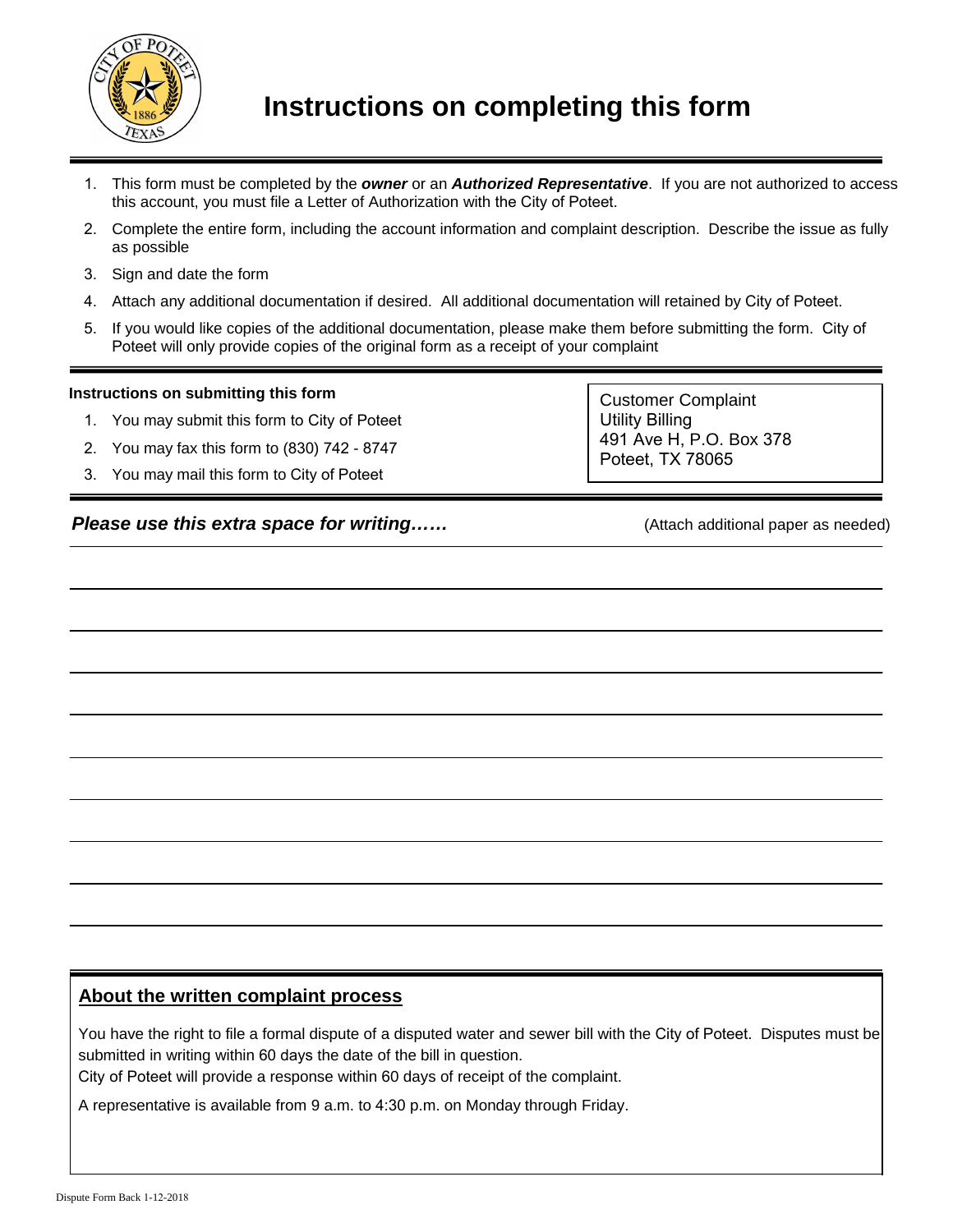# Instructions on completing this form

1. This form must be completed by the ***owner*** or an ***Authorized Representative***. If you are not authorized to access this account, you must file a Letter of Authorization with the City of Poteet.
2. Complete the entire form, including the account information and complaint description. Describe the issue as fully as possible
3. Sign and date the form
4. Attach any additional documentation if desired. All additional documentation will retained by City of Poteet.
5. If you would like copies of the additional documentation, please make them before submitting the form. City of Poteet will only provide copies of the original form as a receipt of your complaint

**Instructions on submitting this form**

1. You may submit this form to City of Poteet
2. You may fax this form to (830) 742 - 8747
3. You may mail this form to City of Poteet

Customer Complaint
Utility Billing
491 Ave H, P.O. Box 378
Poteet, TX 78065

***Please use this extra space for writing……*** (Attach additional paper as needed)

## About the written complaint process

You have the right to file a formal dispute of a disputed water and sewer bill with the City of Poteet. Disputes must be submitted in writing within 60 days the date of the bill in question.
City of Poteet will provide a response within 60 days of receipt of the complaint.

A representative is available from 9 a.m. to 4:30 p.m. on Monday through Friday.

Dispute Form Back 1-12-2018